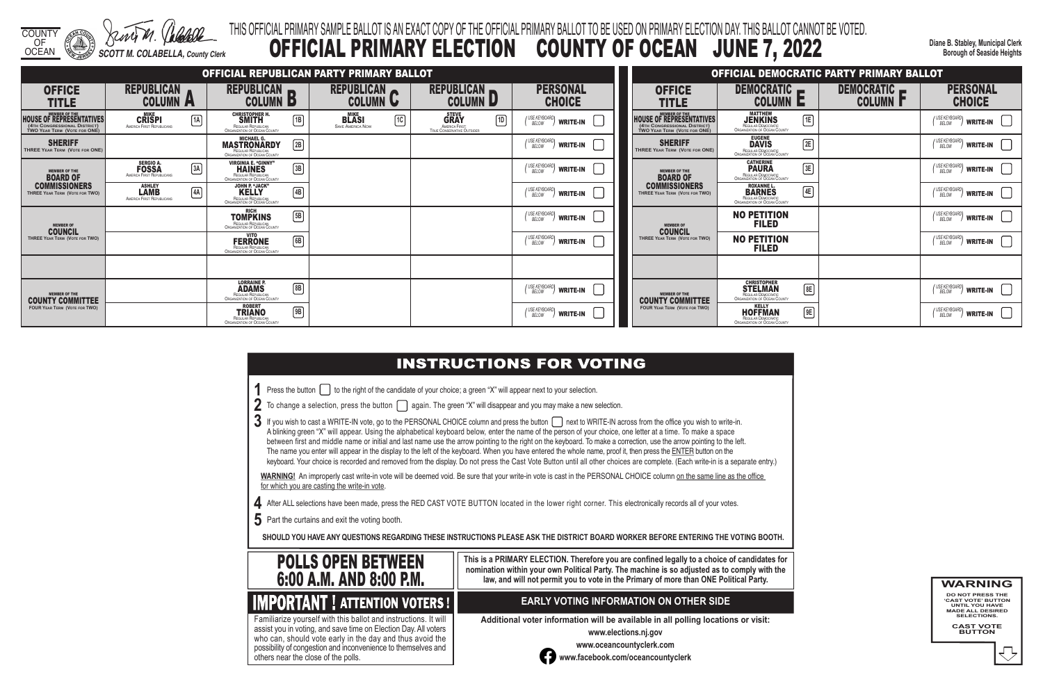COUNTY OF OCEAN

SCOTT M. COLABELLA, County Clerk

THIS OFFICIAL PRIMARY SAMPLE BALLOT IS AN EXACT COPY OF THE OFFICIAL PRIMARY BALLOT TO BE USED ON PRIMARY ELECTION DAY. THIS BALLOT CANNOT BE VOTED.

# OFFICIAL PRIMARY ELECTION COUNTY OF OCEAN JUNE 7, 2022

Diane B. Stabley, Municipal Clerk
Borough of Seaside Heights

## OFFICIAL REPUBLICAN PARTY PRIMARY BALLOT

| OFFICE TITLE | REPUBLICAN COLUMN A | REPUBLICAN COLUMN B | REPUBLICAN COLUMN C | REPUBLICAN COLUMN D | PERSONAL CHOICE |
|---|---|---|---|---|---|
| MEMBER OF THE HOUSE OF REPRESENTATIVES (4TH CONGRESSIONAL DISTRICT) TWO YEAR TERM (VOTE FOR ONE) | 1A MIKE CRISPI America First Republicans | 1B CHRISTOPHER H. SMITH Regular Republican Organization of Ocean County | 1C MIKE BLASI Save America Now | 1D STEVE GRAY America First, True Conservative Outsider | (USE KEYBOARD BELOW) WRITE-IN |
| SHERIFF THREE YEAR TERM (VOTE FOR ONE) | | 2B MICHAEL G. MASTRONARDY Regular Republican Organization of Ocean County | | | (USE KEYBOARD BELOW) WRITE-IN |
| MEMBER OF THE BOARD OF COMMISSIONERS THREE YEAR TERM (VOTE FOR TWO) | 3A SERGIO A. FOSSA America First Republicans | 3B VIRGINIA E. "GINNY" HAINES Regular Republican Organization of Ocean County | | | (USE KEYBOARD BELOW) WRITE-IN |
| | 4A ASHLEY LAMB America First Republicans | 4B JOHN P. "JACK" KELLY Regular Republican Organization of Ocean County | | | (USE KEYBOARD BELOW) WRITE-IN |
| MEMBER OF COUNCIL THREE YEAR TERM (VOTE FOR TWO) | | 5B RICH TOMPKINS Regular Republican Organization of Ocean County | | | (USE KEYBOARD BELOW) WRITE-IN |
| | | 6B VITO FERRONE Regular Republican Organization of Ocean County | | | (USE KEYBOARD BELOW) WRITE-IN |
| | | | | | |
| MEMBER OF THE COUNTY COMMITTEE FOUR YEAR TERM (VOTE FOR TWO) | | 8B LORRAINE P. ADAMS Regular Republican Organization of Ocean County | | | (USE KEYBOARD BELOW) WRITE-IN |
| | | 9B ROBERT TRIANO Regular Republican Organization of Ocean County | | | (USE KEYBOARD BELOW) WRITE-IN |

## OFFICIAL DEMOCRATIC PARTY PRIMARY BALLOT

| OFFICE TITLE | DEMOCRATIC COLUMN E | DEMOCRATIC COLUMN F | PERSONAL CHOICE |
|---|---|---|---|
| MEMBER OF THE HOUSE OF REPRESENTATIVES (4TH CONGRESSIONAL DISTRICT) TWO YEAR TERM (VOTE FOR ONE) | 1E MATTHEW JENKINS Organization of Ocean County | | (USE KEYBOARD BELOW) WRITE-IN |
| SHERIFF THREE YEAR TERM (VOTE FOR ONE) | 2E EUGENE DAVIS Regular Democratic Organization of Ocean County | | (USE KEYBOARD BELOW) WRITE-IN |
| MEMBER OF THE BOARD OF COMMISSIONERS THREE YEAR TERM (VOTE FOR TWO) | 3E CATHERINE PAURA Regular Democratic Organization of Ocean County | | (USE KEYBOARD BELOW) WRITE-IN |
| | 4E ROXANNE L. BARNES Regular Democratic Organization of Ocean County | | (USE KEYBOARD BELOW) WRITE-IN |
| MEMBER OF COUNCIL THREE YEAR TERM (VOTE FOR TWO) | NO PETITION FILED | | (USE KEYBOARD BELOW) WRITE-IN |
| | NO PETITION FILED | | (USE KEYBOARD BELOW) WRITE-IN |
| | | | |
| MEMBER OF THE COUNTY COMMITTEE FOUR YEAR TERM (VOTE FOR TWO) | 8E CHRISTOPHER STELMAN Regular Democratic Organization of Ocean County | | (USE KEYBOARD BELOW) WRITE-IN |
| | 9E KELLY HOFFMAN Regular Democratic Organization of Ocean County | | (USE KEYBOARD BELOW) WRITE-IN |

## INSTRUCTIONS FOR VOTING

1 Press the button ☐ to the right of the candidate of your choice; a green "X" will appear next to your selection.

2 To change a selection, press the button ☐ again. The green "X" will disappear and you may make a new selection.

3 If you wish to cast a WRITE-IN vote, go to the PERSONAL CHOICE column and press the button ☐ next to WRITE-IN across from the office you wish to write-in. A blinking green "X" will appear. Using the alphabetical keyboard below, enter the name of the person of your choice, one letter at a time. To make a space between first and middle name or initial and last name use the arrow pointing to the right on the keyboard. To make a correction, use the arrow pointing to the left. The name you enter will appear in the display to the left of the keyboard. When you have entered the whole name, proof it, then press the ENTER button on the keyboard. Your choice is recorded and removed from the display. Do not press the Cast Vote Button until all other choices are complete. (Each write-in is a separate entry.)

**WARNING!** An improperly cast write-in vote will be deemed void. Be sure that your write-in vote is cast in the PERSONAL CHOICE column on the same line as the office for which you are casting the write-in vote.

4 After ALL selections have been made, press the RED CAST VOTE BUTTON located in the lower right corner. This electronically records all of your votes.

5 Part the curtains and exit the voting booth.

**SHOULD YOU HAVE ANY QUESTIONS REGARDING THESE INSTRUCTIONS PLEASE ASK THE DISTRICT BOARD WORKER BEFORE ENTERING THE VOTING BOOTH.**

## POLLS OPEN BETWEEN 6:00 A.M. AND 8:00 P.M.

**This is a PRIMARY ELECTION. Therefore you are confined legally to a choice of candidates for nomination within your own Political Party. The machine is so adjusted as to comply with the law, and will not permit you to vote in the Primary of more than ONE Political Party.**

## IMPORTANT ! ATTENTION VOTERS !

Familiarize yourself with this ballot and instructions. It will assist you in voting, and save time on Election Day. All voters who can, should vote early in the day and thus avoid the possibility of congestion and inconvenience to themselves and others near the close of the polls.

## EARLY VOTING INFORMATION ON OTHER SIDE

**Additional voter information will be available in all polling locations or visit:**

www.elections.nj.gov

www.oceancountyclerk.com

www.facebook.com/oceancountyclerk

**WARNING**

DO NOT PRESS THE 'CAST VOTE' BUTTON UNTIL YOU HAVE MADE ALL DESIRED SELECTIONS.

CAST VOTE BUTTON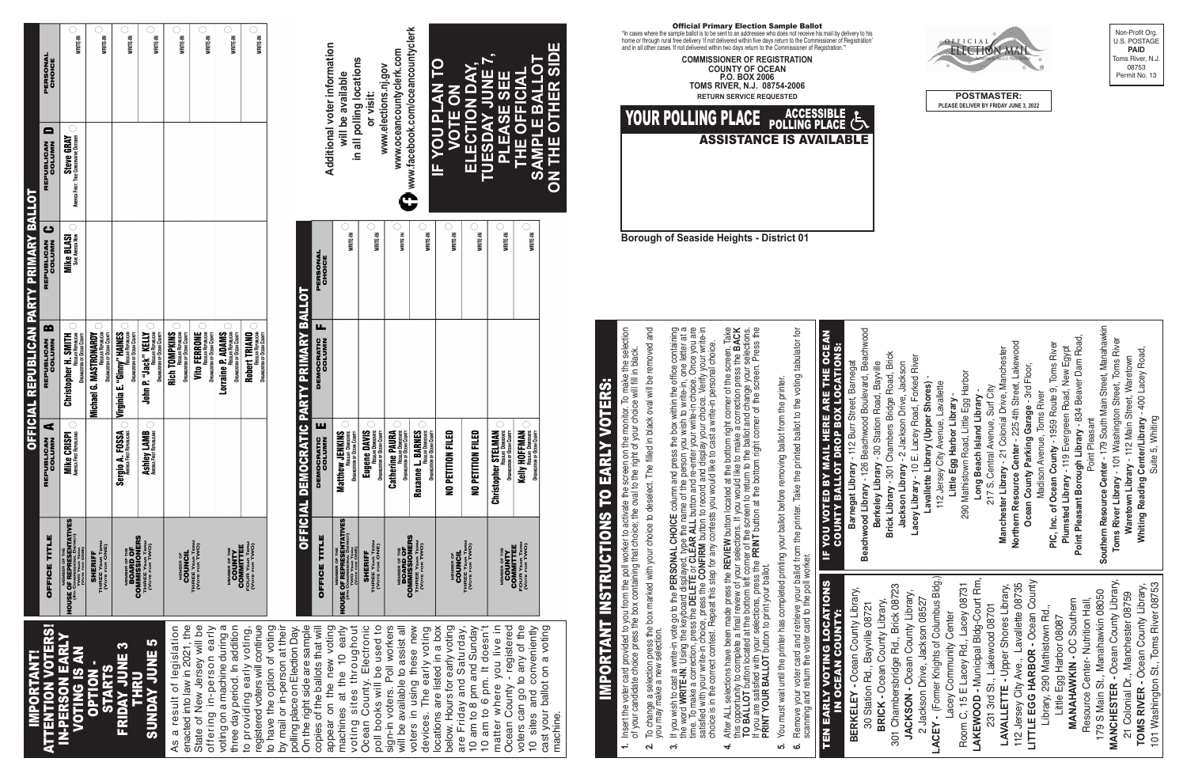# IMPORTANT! ATTENTION VOTERS! IN-PERSON EARLY VOTING IS AN OPTION - STARTS FRIDAY JUNE 3 THRU SUNDAY JUNE 5

As a result of legislation enacted into law in 2021, the State of New Jersey will be offering in-person early voting on a machine during a three day period. In addition to providing early voting, registered voters will continue to have the option of voting by mail or in-person at their polling place on Election Day. On the right side are sample copies of the ballots that will appear on the new voting machines at the 10 early voting sites throughout Ocean County. Electronic poll books will be used to sign-in voters. Poll workers will be available to assist all voters in using these new devices. The early voting locations are listed in a box below. Hours for early voting are Friday and Saturday, 10 am to 8 pm and Sunday 10 am to 6 pm. It doesn't matter where you live in Ocean County - registered voters can go to any of the 10 sites and conveniently cast your ballot on a voting machine.

## OFFICIAL REPUBLICAN PARTY PRIMARY BALLOT

| OFFICE TITLE | REPUBLICAN COLUMN A | REPUBLICAN COLUMN B | REPUBLICAN COLUMN C | REPUBLICAN COLUMN D | PERSONAL CHOICE |
|---|---|---|---|---|---|
| MEMBER OF THE HOUSE OF REPRESENTATIVES (4th Congressional District) Two Year Term (Vote for ONE) | Mike CRISPI America First Republican | Christopher H. SMITH Regular Republican Organization of Ocean County | Mike BLASI Save America Now | Steve GRAY America First: True Conservative Outsider | WRITE-IN |
| SHERIFF Three Year Term (Vote for ONE) | | Michael G. MASTRONARDY Regular Republican Organization of Ocean County | | | WRITE-IN |
| MEMBER OF THE BOARD OF COMMISSIONERS Three Year Term (Vote for TWO) | Sergio A. FOSSA America First Republican | Virginia E. "Ginny" HAINES Regular Republican Organization of Ocean County | | | WRITE-IN |
| | Ashley LAMB America First Republican | John P. "Jack" KELLY Regular Republican Organization of Ocean County | | | WRITE-IN |
| MEMBER OF COUNCIL Three Year Term (Vote for TWO) | | Rich TOMPKINS Regular Republican Organization of Ocean County | | | WRITE-IN |
| | | Vito FERRONE Regular Republican Organization of Ocean County | | | WRITE-IN |
| MEMBER OF THE COUNTY COMMITTEE Four Year Term (Vote for TWO) | | Lorraine P. ADAMS Regular Republican Organization of Ocean County | | | WRITE-IN |
| | | Robert TRIANO Regular Republican Organization of Ocean County | | | WRITE-IN |

## OFFICIAL DEMOCRATIC PARTY PRIMARY BALLOT

| OFFICE TITLE | DEMOCRATIC COLUMN E | DEMOCRATIC COLUMN F | PERSONAL CHOICE |
|---|---|---|---|
| MEMBER OF THE HOUSE OF REPRESENTATIVES (4th Congressional District) Two Year Term (Vote for ONE) | Matthew JENKINS Regular Democratic Organization of Ocean County | | WRITE-IN |
| SHERIFF Three Year Term (Vote for ONE) | Eugene DAVIS Regular Democratic Organization of Ocean County | | WRITE-IN |
| MEMBER OF THE BOARD OF COMMISSIONERS Three Year Term (Vote for TWO) | Catherine PAURA Regular Democratic Organization of Ocean County | | WRITE-IN |
| | Roxanne L. BARNES Regular Democratic Organization of Ocean County | | WRITE-IN |
| MEMBER OF COUNCIL Three Year Term (Vote for TWO) | NO PETITION FILED | | WRITE-IN |
| | NO PETITION FILED | | WRITE-IN |
| MEMBER OF THE COUNTY COMMITTEE Four Year Term (Vote for TWO) | Christopher STELMAN Regular Democratic Organization of Ocean County | | WRITE-IN |
| | Kelly HOFFMAN Regular Democratic Organization of Ocean County | | WRITE-IN |

## IMPORTANT INSTRUCTIONS TO EARLY VOTERS:

1. Insert the voter card provided to you from the poll worker to activate the screen on the monitor. To make the selection of your candidate choice press the box containing that choice; the oval to the right of your choice will fill in black.
2. To change a selection press the box marked with your choice to deselect. The filled in black oval will be removed and you may make a new selection.
3. If you wish to cast a write-in vote go to the **PERSONAL CHOICE** column and press the box within the office containing the word **WRITE-IN**. Using the keyboard displayed, type the name of the person you wish to write-in, one letter at a time. To make a correction, press the **DELETE** or **CLEAR ALL** button and re-enter your write-in choice. Once you are satisfied with your write-in choice, press the **CONFIRM** button to record and display your choice. Verify your write-in choice is in the correct contest. Repeat this step for any contests you would like to cast a write-in personal choice.
4. After ALL selections have been made press the **REVIEW** button located at the bottom right corner of the screen. Take this opportunity to complete a final review of your selections. If you would like to make a correction press the **BACK TO BALLOT** button located at the bottom left corner of the screen to return to the ballot and change your selections. If you are satisfied with your selections, press the **PRINT** button at the bottom right corner of the screen. Press the **PRINT YOUR BALLOT** button to print your ballot.
5. You must wait until the printer has completed printing your ballot before removing ballot from the printer.
6. Remove your voter card and retrieve your ballot from the printer. Take the printed ballot to the voting tabulator for scanning and return the voter card to the poll worker.

### TEN EARLY VOTING LOCATIONS IN OCEAN COUNTY:

- **BERKELEY** - Ocean County Library, 30 Station Rd., Bayville 08721
- **BRICK** - Ocean County Library, 301 Chambersbridge Rd., Brick 08723
- **JACKSON** - Ocean County Library, 2 Jackson Drive, Jackson 08527
- **LACEY** - (Former Knights of Columbus Bldg.) Lacey Community Center Room C, 15 E Lacey Rd., Lacey 08731
- **LAKEWOOD** - Municipal Bldg-Court Rm, 231 3rd St., Lakewood 08701
- **LAVALLETTE** - Upper Shores Library, 112 Jersey City Ave., Lavallette 08735
- **LITTLE EGG HARBOR** - Ocean County Library, 290 Mathistown Rd., Little Egg Harbor 08087
- **MANAHAWKIN** - OC Southern Resource Center- Nutrition Hall, 179 S Main St., Manahawkin 08050
- **MANCHESTER** - Ocean County Library, 21 Colonial Dr., Manchester 08759
- **TOMS RIVER** - Ocean County Library, 101 Washington St., Toms River 08753

### IF YOU VOTED BY MAIL HERE ARE THE OCEAN COUNTY BALLOT DROP BOX LOCATIONS:

- **Barnegat Library** - 112 Burr Street, Barnegat
- **Beachwood Library** - 126 Beachwood Boulevard, Beachwood
- **Berkeley Library** - 30 Station Road, Bayville
- **Brick Library** - 301 Chambers Bridge Road, Brick
- **Jackson Library** - 2 Jackson Drive, Jackson
- **Lacey Library** - 10 E. Lacey Road, Forked River
- **Lavallette Library (Upper Shores)** - 112 Jersey City Avenue, Lavallette
- **Little Egg Harbor Library** - 290 Mathistown Road, Little Egg Harbor
- **Long Beach Island Library** - 217 S. Central Avenue, Surf City
- **Manchester Library** - 21 Colonial Drive, Manchester
- **Northern Resource Center** - 225 4th Street, Lakewood
- **Ocean County Parking Garage** - 3rd Floor, Madison Avenue, Toms River
- **PIC, Inc. of Ocean County** - 1959 Route 9, Toms River
- **Plumsted Library** - 119 Evergreen Road, New Egypt
- **Point Pleasant Borough Library** - 834 Beaver Dam Road, Point Pleasant
- **Southern Resource Center** - 179 South Main Street, Manahawkin
- **Toms River Library** - 101 Washington Street, Toms River
- **Waretown Library** - 112 Main Street, Waretown
- **Whiting Reading Center/Library** - 400 Lacey Road, Suite 5, Whiting

Additional voter information will be available in all polling locations or visit:
www.elections.nj.gov
www.oceancountyclerk.com
www.facebook.com/oceancountyclerk

**IF YOU PLAN TO VOTE ON ELECTION DAY, TUESDAY JUNE 7, PLEASE SEE THE OFFICIAL SAMPLE BALLOT ON THE OTHER SIDE**

**Official Primary Election Sample Ballot**

"In cases where the sample ballot is to be sent to an addressee who does not receive his mail by delivery to his home or through rural free delivery 'if not delivered within five days return to the Commissioner of Registration' and in all other cases 'if not delivered within two days return to the Commissioner of Registration.'"

**COMMISSIONER OF REGISTRATION**
**COUNTY OF OCEAN**
**P.O. BOX 2006**
**TOMS RIVER, N.J. 08754-2006**
**RETURN SERVICE REQUESTED**

OFFICIAL ELECTION MAIL

Non-Profit Org.
U.S. POSTAGE
**PAID**
Toms River, N.J.
08753
Permit No. 13

**POSTMASTER:**
PLEASE DELIVER BY FRIDAY JUNE 3, 2022

**YOUR POLLING PLACE** ACCESSIBLE POLLING PLACE
**ASSISTANCE IS AVAILABLE**

**Borough of Seaside Heights - District 01**